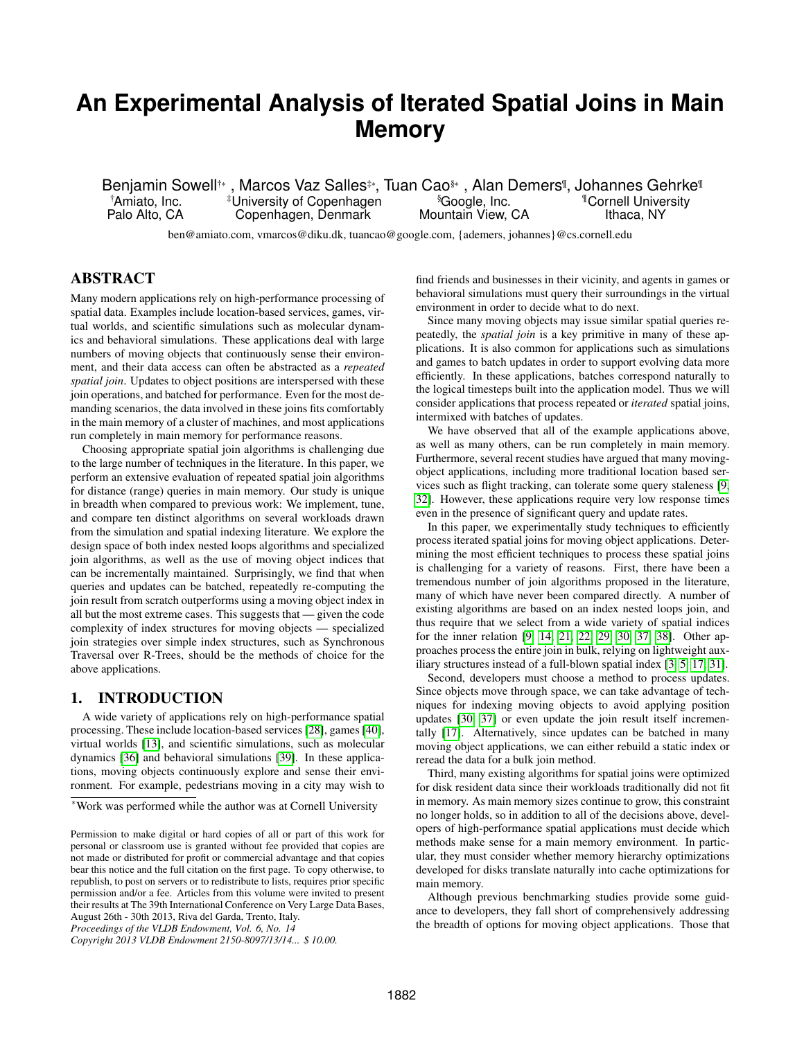# An Experimental Analysis of Iterated Spatial Joins in Main Memory

Benjamin Sowell[†*], Marcos Vaz Salles[‡*], Tuan Cao[§*], Alan Demers[¶], Johannes Gehrke[¶]

[†]Amiato, Inc. Palo Alto, CA

[‡]University of Copenhagen Copenhagen, Denmark

[§]Google, Inc. Mountain View, CA

[¶]Cornell University Ithaca, NY

ben@amiato.com, vmarcos@diku.dk, tuancao@google.com, {ademers, johannes}@cs.cornell.edu

## ABSTRACT

Many modern applications rely on high-performance processing of spatial data. Examples include location-based services, games, virtual worlds, and scientific simulations such as molecular dynamics and behavioral simulations. These applications deal with large numbers of moving objects that continuously sense their environment, and their data access can often be abstracted as a *repeated spatial join*. Updates to object positions are interspersed with these join operations, and batched for performance. Even for the most demanding scenarios, the data involved in these joins fits comfortably in the main memory of a cluster of machines, and most applications run completely in main memory for performance reasons.

Choosing appropriate spatial join algorithms is challenging due to the large number of techniques in the literature. In this paper, we perform an extensive evaluation of repeated spatial join algorithms for distance (range) queries in main memory. Our study is unique in breadth when compared to previous work: We implement, tune, and compare ten distinct algorithms on several workloads drawn from the simulation and spatial indexing literature. We explore the design space of both index nested loops algorithms and specialized join algorithms, as well as the use of moving object indices that can be incrementally maintained. Surprisingly, we find that when queries and updates can be batched, repeatedly re-computing the join result from scratch outperforms using a moving object index in all but the most extreme cases. This suggests that — given the code complexity of index structures for moving objects — specialized join strategies over simple index structures, such as Synchronous Traversal over R-Trees, should be the methods of choice for the above applications.

## 1. INTRODUCTION

A wide variety of applications rely on high-performance spatial processing. These include location-based services [28], games [40], virtual worlds [13], and scientific simulations, such as molecular dynamics [36] and behavioral simulations [39]. In these applications, moving objects continuously explore and sense their environment. For example, pedestrians moving in a city may wish to find friends and businesses in their vicinity, and agents in games or behavioral simulations must query their surroundings in the virtual environment in order to decide what to do next.

Since many moving objects may issue similar spatial queries repeatedly, the *spatial join* is a key primitive in many of these applications. It is also common for applications such as simulations and games to batch updates in order to support evolving data more efficiently. In these applications, batches correspond naturally to the logical timesteps built into the application model. Thus we will consider applications that process repeated or *iterated* spatial joins, intermixed with batches of updates.

We have observed that all of the example applications above, as well as many others, can be run completely in main memory. Furthermore, several recent studies have argued that many moving-object applications, including more traditional location based services such as flight tracking, can tolerate some query staleness [9, 32]. However, these applications require very low response times even in the presence of significant query and update rates.

In this paper, we experimentally study techniques to efficiently process iterated spatial joins for moving object applications. Determining the most efficient techniques to process these spatial joins is challenging for a variety of reasons. First, there have been a tremendous number of join algorithms proposed in the literature, many of which have never been compared directly. A number of existing algorithms are based on an index nested loops join, and thus require that we select from a wide variety of spatial indices for the inner relation [9, 14, 21, 22, 29, 30, 37, 38]. Other approaches process the entire join in bulk, relying on lightweight auxiliary structures instead of a full-blown spatial index [3, 5, 17, 31].

Second, developers must choose a method to process updates. Since objects move through space, we can take advantage of techniques for indexing moving objects to avoid applying position updates [30, 37] or even update the join result itself incrementally [17]. Alternatively, since updates can be batched in many moving object applications, we can either rebuild a static index or reread the data for a bulk join method.

Third, many existing algorithms for spatial joins were optimized for disk resident data since their workloads traditionally did not fit in memory. As main memory sizes continue to grow, this constraint no longer holds, so in addition to all of the decisions above, developers of high-performance spatial applications must decide which methods make sense for a main memory environment. In particular, they must consider whether memory hierarchy optimizations developed for disks translate naturally into cache optimizations for main memory.

Although previous benchmarking studies provide some guidance to developers, they fall short of comprehensively addressing the breadth of options for moving object applications. Those that

*Work was performed while the author was at Cornell University

Permission to make digital or hard copies of all or part of this work for personal or classroom use is granted without fee provided that copies are not made or distributed for profit or commercial advantage and that copies bear this notice and the full citation on the first page. To copy otherwise, to republish, to post on servers or to redistribute to lists, requires prior specific permission and/or a fee. Articles from this volume were invited to present their results at The 39th International Conference on Very Large Data Bases, August 26th - 30th 2013, Riva del Garda, Trento, Italy.
*Proceedings of the VLDB Endowment, Vol. 6, No. 14*
*Copyright 2013 VLDB Endowment 2150-8097/13/14... $ 10.00.*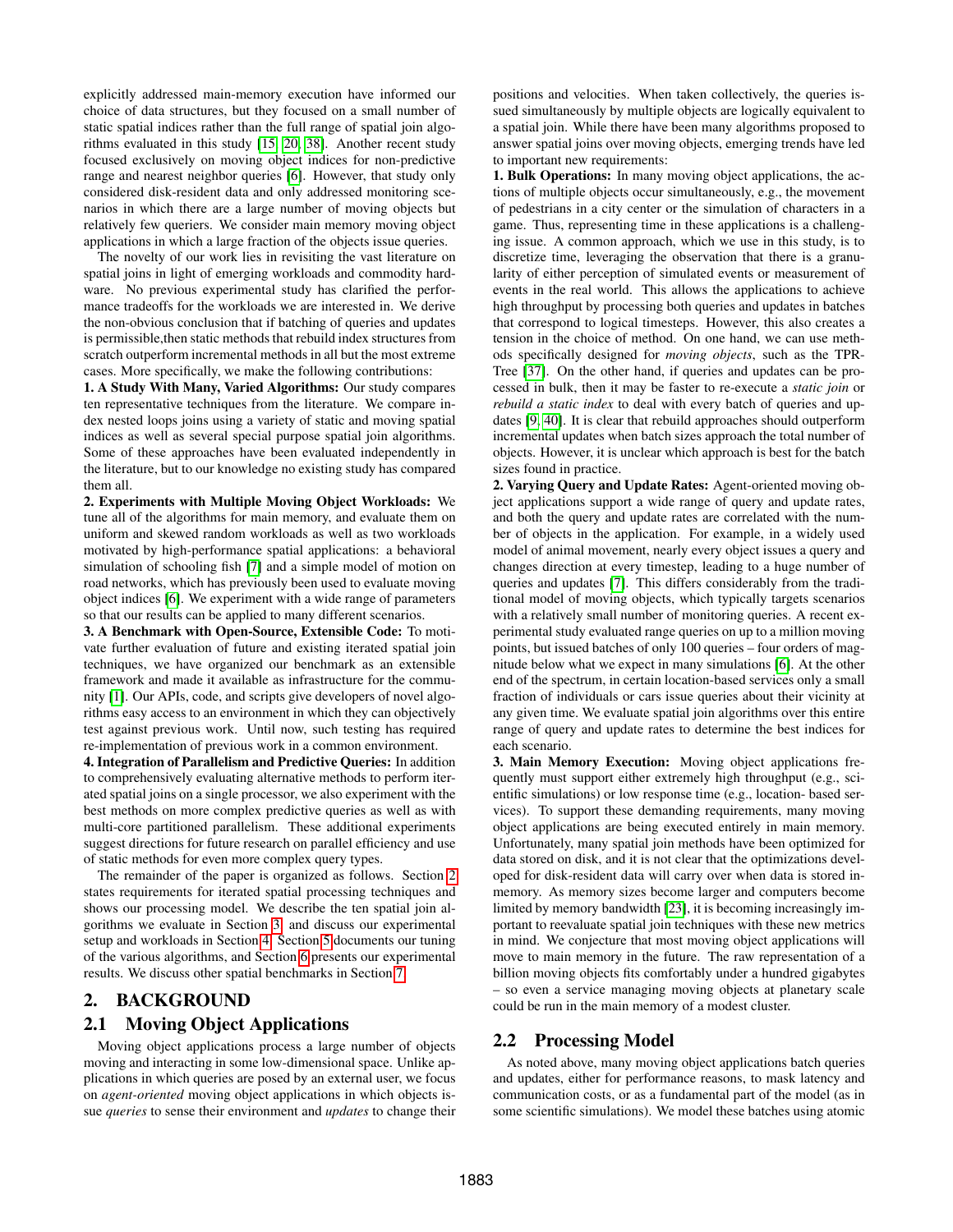explicitly addressed main-memory execution have informed our choice of data structures, but they focused on a small number of static spatial indices rather than the full range of spatial join algorithms evaluated in this study [15, 20, 38]. Another recent study focused exclusively on moving object indices for non-predictive range and nearest neighbor queries [6]. However, that study only considered disk-resident data and only addressed monitoring scenarios in which there are a large number of moving objects but relatively few queriers. We consider main memory moving object applications in which a large fraction of the objects issue queries.

The novelty of our work lies in revisiting the vast literature on spatial joins in light of emerging workloads and commodity hardware. No previous experimental study has clarified the performance tradeoffs for the workloads we are interested in. We derive the non-obvious conclusion that if batching of queries and updates is permissible,then static methods that rebuild index structures from scratch outperform incremental methods in all but the most extreme cases. More specifically, we make the following contributions:

**1. A Study With Many, Varied Algorithms:** Our study compares ten representative techniques from the literature. We compare index nested loops joins using a variety of static and moving spatial indices as well as several special purpose spatial join algorithms. Some of these approaches have been evaluated independently in the literature, but to our knowledge no existing study has compared them all.

**2. Experiments with Multiple Moving Object Workloads:** We tune all of the algorithms for main memory, and evaluate them on uniform and skewed random workloads as well as two workloads motivated by high-performance spatial applications: a behavioral simulation of schooling fish [7] and a simple model of motion on road networks, which has previously been used to evaluate moving object indices [6]. We experiment with a wide range of parameters so that our results can be applied to many different scenarios.

**3. A Benchmark with Open-Source, Extensible Code:** To motivate further evaluation of future and existing iterated spatial join techniques, we have organized our benchmark as an extensible framework and made it available as infrastructure for the community [1]. Our APIs, code, and scripts give developers of novel algorithms easy access to an environment in which they can objectively test against previous work. Until now, such testing has required re-implementation of previous work in a common environment.

**4. Integration of Parallelism and Predictive Queries:** In addition to comprehensively evaluating alternative methods to perform iterated spatial joins on a single processor, we also experiment with the best methods on more complex predictive queries as well as with multi-core partitioned parallelism. These additional experiments suggest directions for future research on parallel efficiency and use of static methods for even more complex query types.

The remainder of the paper is organized as follows. Section 2 states requirements for iterated spatial processing techniques and shows our processing model. We describe the ten spatial join algorithms we evaluate in Section 3, and discuss our experimental setup and workloads in Section 4. Section 5 documents our tuning of the various algorithms, and Section 6 presents our experimental results. We discuss other spatial benchmarks in Section 7.

## 2. BACKGROUND

### 2.1 Moving Object Applications

Moving object applications process a large number of objects moving and interacting in some low-dimensional space. Unlike applications in which queries are posed by an external user, we focus on *agent-oriented* moving object applications in which objects issue *queries* to sense their environment and *updates* to change their positions and velocities. When taken collectively, the queries issued simultaneously by multiple objects are logically equivalent to a spatial join. While there have been many algorithms proposed to answer spatial joins over moving objects, emerging trends have led to important new requirements:

**1. Bulk Operations:** In many moving object applications, the actions of multiple objects occur simultaneously, e.g., the movement of pedestrians in a city center or the simulation of characters in a game. Thus, representing time in these applications is a challenging issue. A common approach, which we use in this study, is to discretize time, leveraging the observation that there is a granularity of either perception of simulated events or measurement of events in the real world. This allows the applications to achieve high throughput by processing both queries and updates in batches that correspond to logical timesteps. However, this also creates a tension in the choice of method. On one hand, we can use methods specifically designed for *moving objects*, such as the TPR-Tree [37]. On the other hand, if queries and updates can be processed in bulk, then it may be faster to re-execute a *static join* or *rebuild a static index* to deal with every batch of queries and updates [9, 40]. It is clear that rebuild approaches should outperform incremental updates when batch sizes approach the total number of objects. However, it is unclear which approach is best for the batch sizes found in practice.

**2. Varying Query and Update Rates:** Agent-oriented moving object applications support a wide range of query and update rates, and both the query and update rates are correlated with the number of objects in the application. For example, in a widely used model of animal movement, nearly every object issues a query and changes direction at every timestep, leading to a huge number of queries and updates [7]. This differs considerably from the traditional model of moving objects, which typically targets scenarios with a relatively small number of monitoring queries. A recent experimental study evaluated range queries on up to a million moving points, but issued batches of only 100 queries – four orders of magnitude below what we expect in many simulations [6]. At the other end of the spectrum, in certain location-based services only a small fraction of individuals or cars issue queries about their vicinity at any given time. We evaluate spatial join algorithms over this entire range of query and update rates to determine the best indices for each scenario.

**3. Main Memory Execution:** Moving object applications frequently must support either extremely high throughput (e.g., scientific simulations) or low response time (e.g., location- based services). To support these demanding requirements, many moving object applications are being executed entirely in main memory. Unfortunately, many spatial join methods have been optimized for data stored on disk, and it is not clear that the optimizations developed for disk-resident data will carry over when data is stored in-memory. As memory sizes become larger and computers become limited by memory bandwidth [23], it is becoming increasingly important to reevaluate spatial join techniques with these new metrics in mind. We conjecture that most moving object applications will move to main memory in the future. The raw representation of a billion moving objects fits comfortably under a hundred gigabytes – so even a service managing moving objects at planetary scale could be run in the main memory of a modest cluster.

### 2.2 Processing Model

As noted above, many moving object applications batch queries and updates, either for performance reasons, to mask latency and communication costs, or as a fundamental part of the model (as in some scientific simulations). We model these batches using atomic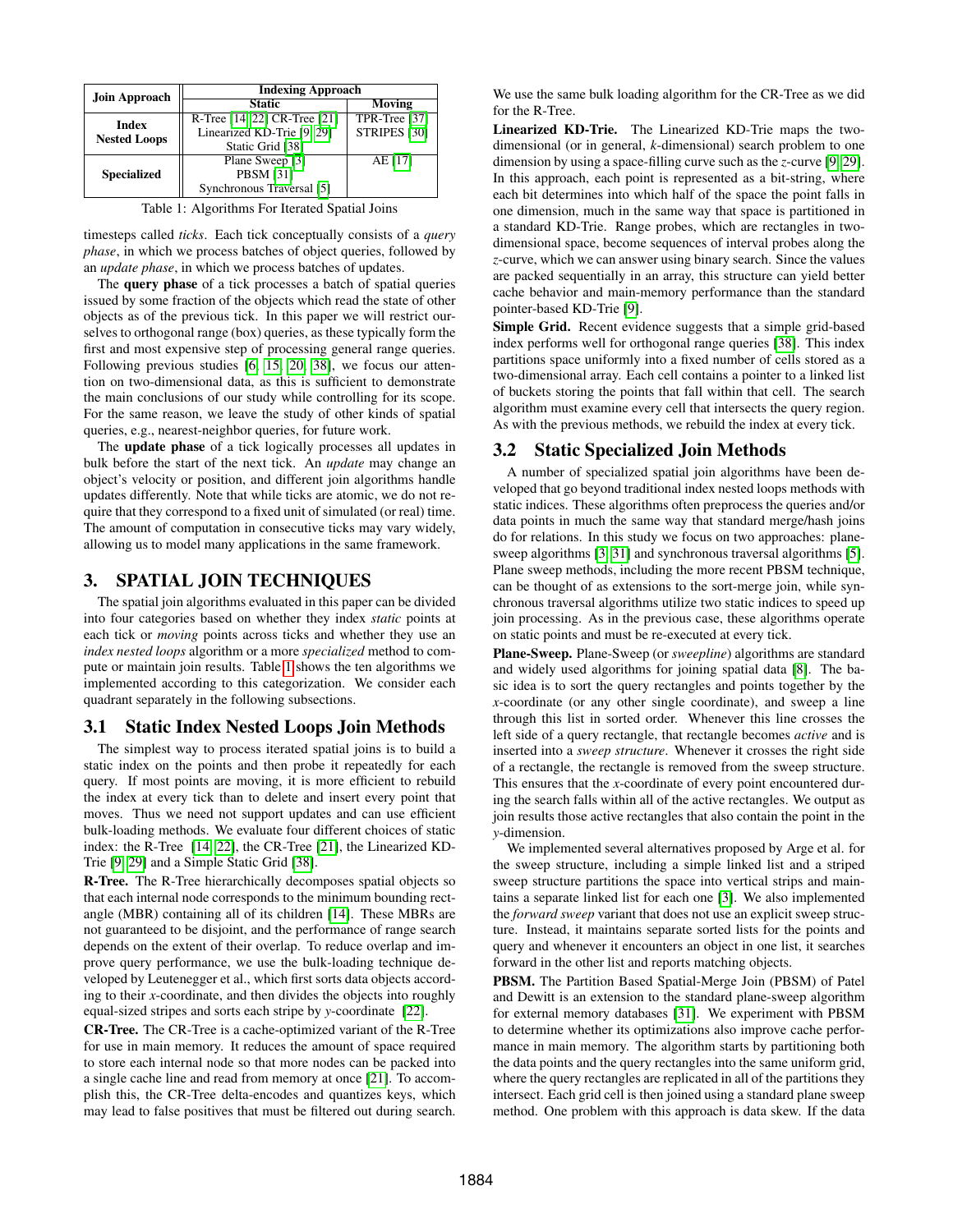| Join Approach | Indexing Approach | |
|---|---|---|
| | Static | Moving |
| Index Nested Loops | R-Tree [14, 22] CR-Tree [21] Linearized KD-Trie [9, 29] Static Grid [38] | TPR-Tree [37] STRIPES [30] |
| Specialized | Plane Sweep [3] PBSM [31] Synchronous Traversal [5] | AE [17] |

Table 1: Algorithms For Iterated Spatial Joins

timesteps called *ticks*. Each tick conceptually consists of a *query phase*, in which we process batches of object queries, followed by an *update phase*, in which we process batches of updates.

The **query phase** of a tick processes a batch of spatial queries issued by some fraction of the objects which read the state of other objects as of the previous tick. In this paper we will restrict ourselves to orthogonal range (box) queries, as these typically form the first and most expensive step of processing general range queries. Following previous studies [6, 15, 20, 38], we focus our attention on two-dimensional data, as this is sufficient to demonstrate the main conclusions of our study while controlling for its scope. For the same reason, we leave the study of other kinds of spatial queries, e.g., nearest-neighbor queries, for future work.

The **update phase** of a tick logically processes all updates in bulk before the start of the next tick. An *update* may change an object's velocity or position, and different join algorithms handle updates differently. Note that while ticks are atomic, we do not require that they correspond to a fixed unit of simulated (or real) time. The amount of computation in consecutive ticks may vary widely, allowing us to model many applications in the same framework.

## 3. SPATIAL JOIN TECHNIQUES

The spatial join algorithms evaluated in this paper can be divided into four categories based on whether they index *static* points at each tick or *moving* points across ticks and whether they use an *index nested loops* algorithm or a more *specialized* method to compute or maintain join results. Table 1 shows the ten algorithms we implemented according to this categorization. We consider each quadrant separately in the following subsections.

### 3.1 Static Index Nested Loops Join Methods

The simplest way to process iterated spatial joins is to build a static index on the points and then probe it repeatedly for each query. If most points are moving, it is more efficient to rebuild the index at every tick than to delete and insert every point that moves. Thus we need not support updates and can use efficient bulk-loading methods. We evaluate four different choices of static index: the R-Tree [14, 22], the CR-Tree [21], the Linearized KD-Trie [9, 29] and a Simple Static Grid [38].

**R-Tree.** The R-Tree hierarchically decomposes spatial objects so that each internal node corresponds to the minimum bounding rectangle (MBR) containing all of its children [14]. These MBRs are not guaranteed to be disjoint, and the performance of range search depends on the extent of their overlap. To reduce overlap and improve query performance, we use the bulk-loading technique developed by Leutenegger et al., which first sorts data objects according to their *x*-coordinate, and then divides the objects into roughly equal-sized stripes and sorts each stripe by *y*-coordinate [22].

**CR-Tree.** The CR-Tree is a cache-optimized variant of the R-Tree for use in main memory. It reduces the amount of space required to store each internal node so that more nodes can be packed into a single cache line and read from memory at once [21]. To accomplish this, the CR-Tree delta-encodes and quantizes keys, which may lead to false positives that must be filtered out during search. We use the same bulk loading algorithm for the CR-Tree as we did for the R-Tree.

**Linearized KD-Trie.** The Linearized KD-Trie maps the two-dimensional (or in general, *k*-dimensional) search problem to one dimension by using a space-filling curve such as the *z*-curve [9, 29]. In this approach, each point is represented as a bit-string, where each bit determines into which half of the space the point falls in one dimension, much in the same way that space is partitioned in a standard KD-Trie. Range probes, which are rectangles in two-dimensional space, become sequences of interval probes along the *z*-curve, which we can answer using binary search. Since the values are packed sequentially in an array, this structure can yield better cache behavior and main-memory performance than the standard pointer-based KD-Trie [9].

**Simple Grid.** Recent evidence suggests that a simple grid-based index performs well for orthogonal range queries [38]. This index partitions space uniformly into a fixed number of cells stored as a two-dimensional array. Each cell contains a pointer to a linked list of buckets storing the points that fall within that cell. The search algorithm must examine every cell that intersects the query region. As with the previous methods, we rebuild the index at every tick.

### 3.2 Static Specialized Join Methods

A number of specialized spatial join algorithms have been developed that go beyond traditional index nested loops methods with static indices. These algorithms often preprocess the queries and/or data points in much the same way that standard merge/hash joins do for relations. In this study we focus on two approaches: plane-sweep algorithms [3, 31] and synchronous traversal algorithms [5]. Plane sweep methods, including the more recent PBSM technique, can be thought of as extensions to the sort-merge join, while synchronous traversal algorithms utilize two static indices to speed up join processing. As in the previous case, these algorithms operate on static points and must be re-executed at every tick.

**Plane-Sweep.** Plane-Sweep (or *sweepline*) algorithms are standard and widely used algorithms for joining spatial data [8]. The basic idea is to sort the query rectangles and points together by the *x*-coordinate (or any other single coordinate), and sweep a line through this list in sorted order. Whenever this line crosses the left side of a query rectangle, that rectangle becomes *active* and is inserted into a *sweep structure*. Whenever it crosses the right side of a rectangle, the rectangle is removed from the sweep structure. This ensures that the *x*-coordinate of every point encountered during the search falls within all of the active rectangles. We output as join results those active rectangles that also contain the point in the *y*-dimension.

We implemented several alternatives proposed by Arge et al. for the sweep structure, including a simple linked list and a striped sweep structure partitions the space into vertical strips and maintains a separate linked list for each one [3]. We also implemented the *forward sweep* variant that does not use an explicit sweep structure. Instead, it maintains separate sorted lists for the points and query and whenever it encounters an object in one list, it searches forward in the other list and reports matching objects.

**PBSM.** The Partition Based Spatial-Merge Join (PBSM) of Patel and Dewitt is an extension to the standard plane-sweep algorithm for external memory databases [31]. We experiment with PBSM to determine whether its optimizations also improve cache performance in main memory. The algorithm starts by partitioning both the data points and the query rectangles into the same uniform grid, where the query rectangles are replicated in all of the partitions they intersect. Each grid cell is then joined using a standard plane sweep method. One problem with this approach is data skew. If the data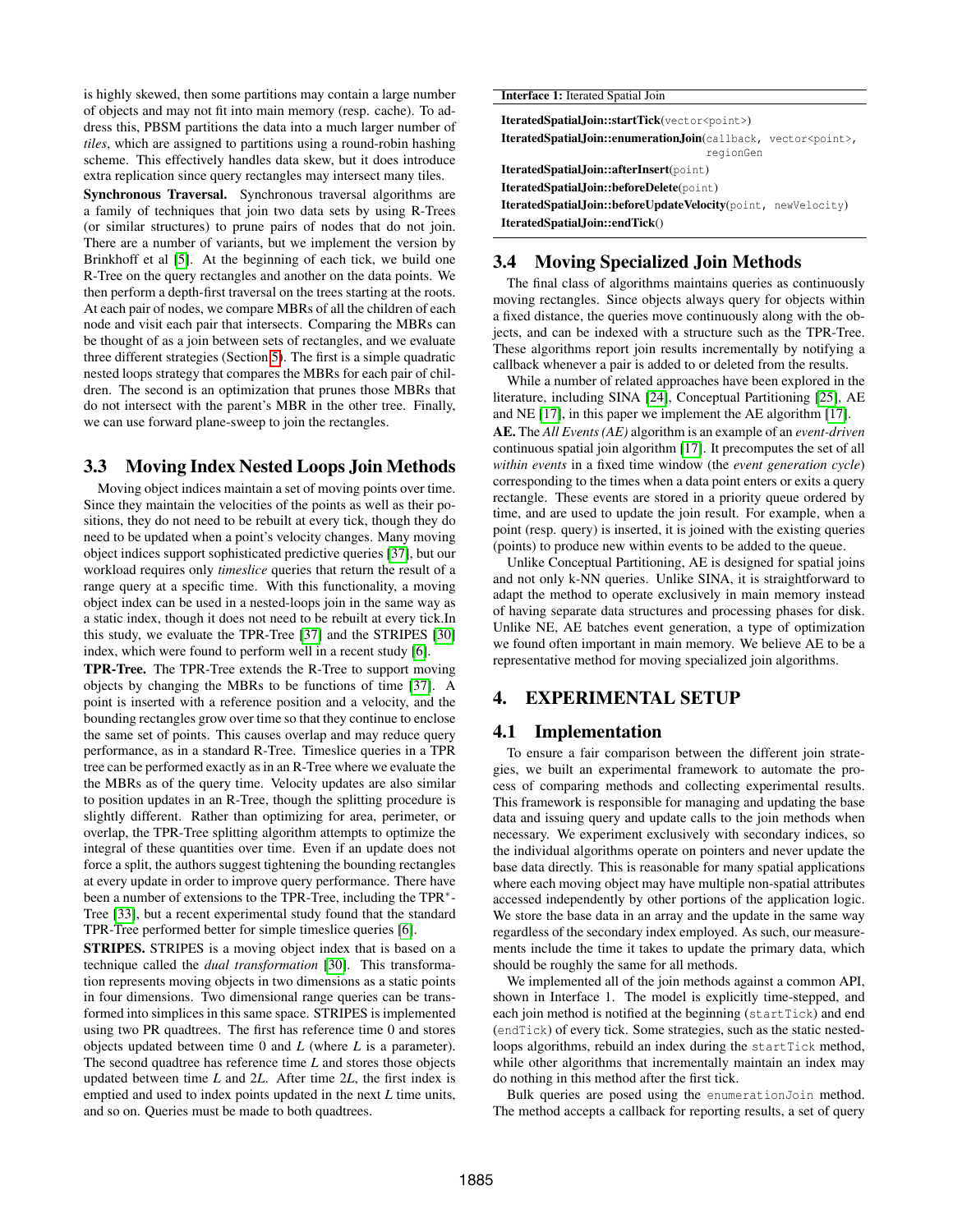is highly skewed, then some partitions may contain a large number of objects and may not fit into main memory (resp. cache). To address this, PBSM partitions the data into a much larger number of *tiles*, which are assigned to partitions using a round-robin hashing scheme. This effectively handles data skew, but it does introduce extra replication since query rectangles may intersect many tiles.

**Synchronous Traversal.** Synchronous traversal algorithms are a family of techniques that join two data sets by using R-Trees (or similar structures) to prune pairs of nodes that do not join. There are a number of variants, but we implement the version by Brinkhoff et al [5]. At the beginning of each tick, we build one R-Tree on the query rectangles and another on the data points. We then perform a depth-first traversal on the trees starting at the roots. At each pair of nodes, we compare MBRs of all the children of each node and visit each pair that intersects. Comparing the MBRs can be thought of as a join between sets of rectangles, and we evaluate three different strategies (Section 5). The first is a simple quadratic nested loops strategy that compares the MBRs for each pair of children. The second is an optimization that prunes those MBRs that do not intersect with the parent's MBR in the other tree. Finally, we can use forward plane-sweep to join the rectangles.

## 3.3 Moving Index Nested Loops Join Methods

Moving object indices maintain a set of moving points over time. Since they maintain the velocities of the points as well as their positions, they do not need to be rebuilt at every tick, though they do need to be updated when a point's velocity changes. Many moving object indices support sophisticated predictive queries [37], but our workload requires only *timeslice* queries that return the result of a range query at a specific time. With this functionality, a moving object index can be used in a nested-loops join in the same way as a static index, though it does not need to be rebuilt at every tick.In this study, we evaluate the TPR-Tree [37] and the STRIPES [30] index, which were found to perform well in a recent study [6].

**TPR-Tree.** The TPR-Tree extends the R-Tree to support moving objects by changing the MBRs to be functions of time [37]. A point is inserted with a reference position and a velocity, and the bounding rectangles grow over time so that they continue to enclose the same set of points. This causes overlap and may reduce query performance, as in a standard R-Tree. Timeslice queries in a TPR tree can be performed exactly as in an R-Tree where we evaluate the the MBRs as of the query time. Velocity updates are also similar to position updates in an R-Tree, though the splitting procedure is slightly different. Rather than optimizing for area, perimeter, or overlap, the TPR-Tree splitting algorithm attempts to optimize the integral of these quantities over time. Even if an update does not force a split, the authors suggest tightening the bounding rectangles at every update in order to improve query performance. There have been a number of extensions to the TPR-Tree, including the TPR$^*$-Tree [33], but a recent experimental study found that the standard TPR-Tree performed better for simple timeslice queries [6].

**STRIPES.** STRIPES is a moving object index that is based on a technique called the *dual transformation* [30]. This transformation represents moving objects in two dimensions as a static points in four dimensions. Two dimensional range queries can be transformed into simplices in this same space. STRIPES is implemented using two PR quadtrees. The first has reference time 0 and stores objects updated between time 0 and $L$ (where $L$ is a parameter). The second quadtree has reference time $L$ and stores those objects updated between time $L$ and $2L$. After time $2L$, the first index is emptied and used to index points updated in the next $L$ time units, and so on. Queries must be made to both quadtrees.

**Interface 1:** Iterated Spatial Join

```
IteratedSpatialJoin::startTick(vector<point>)
IteratedSpatialJoin::enumerationJoin(callback, vector<point>,
                                      regionGen
IteratedSpatialJoin::afterInsert(point)
IteratedSpatialJoin::beforeDelete(point)
IteratedSpatialJoin::beforeUpdateVelocity(point, newVelocity)
IteratedSpatialJoin::endTick()
```

## 3.4 Moving Specialized Join Methods

The final class of algorithms maintains queries as continuously moving rectangles. Since objects always query for objects within a fixed distance, the queries move continuously along with the objects, and can be indexed with a structure such as the TPR-Tree. These algorithms report join results incrementally by notifying a callback whenever a pair is added to or deleted from the results.

While a number of related approaches have been explored in the literature, including SINA [24], Conceptual Partitioning [25], AE and NE [17], in this paper we implement the AE algorithm [17].

**AE.** The *All Events (AE)* algorithm is an example of an *event-driven* continuous spatial join algorithm [17]. It precomputes the set of all *within events* in a fixed time window (the *event generation cycle*) corresponding to the times when a data point enters or exits a query rectangle. These events are stored in a priority queue ordered by time, and are used to update the join result. For example, when a point (resp. query) is inserted, it is joined with the existing queries (points) to produce new within events to be added to the queue.

Unlike Conceptual Partitioning, AE is designed for spatial joins and not only k-NN queries. Unlike SINA, it is straightforward to adapt the method to operate exclusively in main memory instead of having separate data structures and processing phases for disk. Unlike NE, AE batches event generation, a type of optimization we found often important in main memory. We believe AE to be a representative method for moving specialized join algorithms.

# 4. EXPERIMENTAL SETUP

## 4.1 Implementation

To ensure a fair comparison between the different join strategies, we built an experimental framework to automate the process of comparing methods and collecting experimental results. This framework is responsible for managing and updating the base data and issuing query and update calls to the join methods when necessary. We experiment exclusively with secondary indices, so the individual algorithms operate on pointers and never update the base data directly. This is reasonable for many spatial applications where each moving object may have multiple non-spatial attributes accessed independently by other portions of the application logic. We store the base data in an array and the update in the same way regardless of the secondary index employed. As such, our measurements include the time it takes to update the primary data, which should be roughly the same for all methods.

We implemented all of the join methods against a common API, shown in Interface 1. The model is explicitly time-stepped, and each join method is notified at the beginning (`startTick`) and end (`endTick`) of every tick. Some strategies, such as the static nested-loops algorithms, rebuild an index during the `startTick` method, while other algorithms that incrementally maintain an index may do nothing in this method after the first tick.

Bulk queries are posed using the `enumerationJoin` method. The method accepts a callback for reporting results, a set of query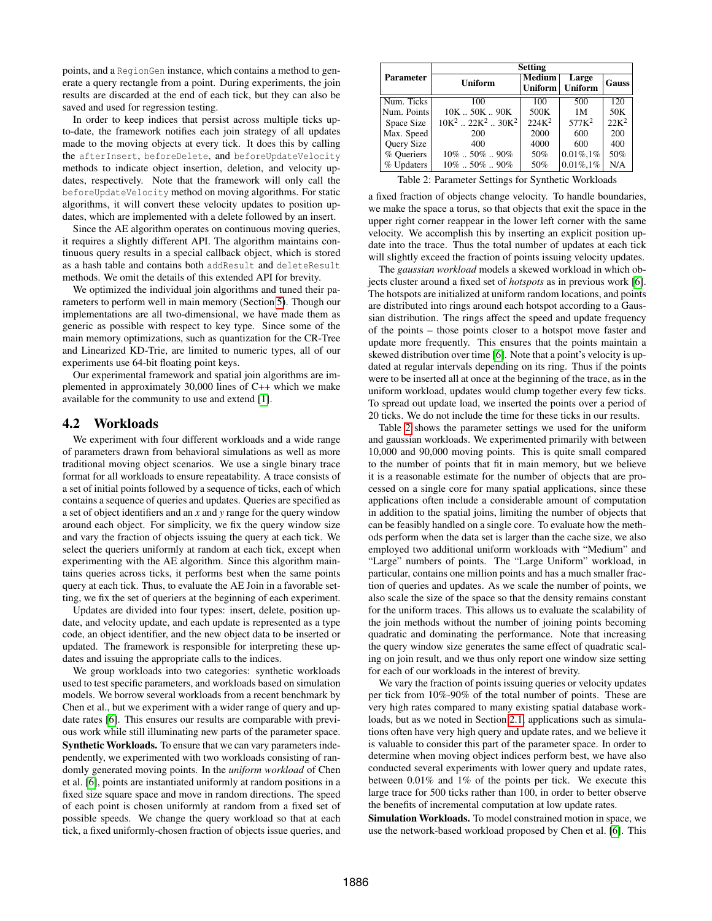points, and a RegionGen instance, which contains a method to generate a query rectangle from a point. During experiments, the join results are discarded at the end of each tick, but they can also be saved and used for regression testing.

In order to keep indices that persist across multiple ticks up-to-date, the framework notifies each join strategy of all updates made to the moving objects at every tick. It does this by calling the afterInsert, beforeDelete, and beforeUpdateVelocity methods to indicate object insertion, deletion, and velocity updates, respectively. Note that the framework will only call the beforeUpdateVelocity method on moving algorithms. For static algorithms, it will convert these velocity updates to position updates, which are implemented with a delete followed by an insert.

Since the AE algorithm operates on continuous moving queries, it requires a slightly different API. The algorithm maintains continuous query results in a special callback object, which is stored as a hash table and contains both addResult and deleteResult methods. We omit the details of this extended API for brevity.

We optimized the individual join algorithms and tuned their parameters to perform well in main memory (Section 5). Though our implementations are all two-dimensional, we have made them as generic as possible with respect to key type. Since some of the main memory optimizations, such as quantization for the CR-Tree and Linearized KD-Trie, are limited to numeric types, all of our experiments use 64-bit floating point keys.

Our experimental framework and spatial join algorithms are implemented in approximately 30,000 lines of C++ which we make available for the community to use and extend [1].

## 4.2 Workloads

We experiment with four different workloads and a wide range of parameters drawn from behavioral simulations as well as more traditional moving object scenarios. We use a single binary trace format for all workloads to ensure repeatability. A trace consists of a set of initial points followed by a sequence of ticks, each of which contains a sequence of queries and updates. Queries are specified as a set of object identifiers and an *x* and *y* range for the query window around each object. For simplicity, we fix the query window size and vary the fraction of objects issuing the query at each tick. We select the queriers uniformly at random at each tick, except when experimenting with the AE algorithm. Since this algorithm maintains queries across ticks, it performs best when the same points query at each tick. Thus, to evaluate the AE Join in a favorable setting, we fix the set of queriers at the beginning of each experiment.

Updates are divided into four types: insert, delete, position update, and velocity update, and each update is represented as a type code, an object identifier, and the new object data to be inserted or updated. The framework is responsible for interpreting these updates and issuing the appropriate calls to the indices.

We group workloads into two categories: synthetic workloads used to test specific parameters, and workloads based on simulation models. We borrow several workloads from a recent benchmark by Chen et al., but we experiment with a wider range of query and update rates [6]. This ensures our results are comparable with previous work while still illuminating new parts of the parameter space.

**Synthetic Workloads.** To ensure that we can vary parameters independently, we experimented with two workloads consisting of randomly generated moving points. In the *uniform workload* of Chen et al. [6], points are instantiated uniformly at random positions in a fixed size square space and move in random directions. The speed of each point is chosen uniformly at random from a fixed set of possible speeds. We change the query workload so that at each tick, a fixed uniformly-chosen fraction of objects issue queries, and a fixed fraction of objects change velocity. To handle boundaries, we make the space a torus, so that objects that exit the space in the upper right corner reappear in the lower left corner with the same velocity. We accomplish this by inserting an explicit position update into the trace. Thus the total number of updates at each tick will slightly exceed the fraction of points issuing velocity updates.

| Parameter | Setting | | | |
|---|---|---|---|---|
| | Uniform | Medium Uniform | Large Uniform | Gauss |
| Num. Ticks | 100 | 100 | 500 | 120 |
| Num. Points | 10K .. 50K .. 90K | 500K | 1M | 50K |
| Space Size | $10K^2$ .. $22K^2$ .. $30K^2$ | $224K^2$ | $577K^2$ | $22K^2$ |
| Max. Speed | 200 | 2000 | 600 | 200 |
| Query Size | 400 | 4000 | 600 | 400 |
| % Queriers | 10% .. 50% .. 90% | 50% | 0.01%,1% | 50% |
| % Updaters | 10% .. 50% .. 90% | 50% | 0.01%,1% | N/A |

Table 2: Parameter Settings for Synthetic Workloads

The *gaussian workload* models a skewed workload in which objects cluster around a fixed set of *hotspots* as in previous work [6]. The hotspots are initialized at uniform random locations, and points are distributed into rings around each hotspot according to a Gaussian distribution. The rings affect the speed and update frequency of the points – those points closer to a hotspot move faster and update more frequently. This ensures that the points maintain a skewed distribution over time [6]. Note that a point's velocity is updated at regular intervals depending on its ring. Thus if the points were to be inserted all at once at the beginning of the trace, as in the uniform workload, updates would clump together every few ticks. To spread out update load, we inserted the points over a period of 20 ticks. We do not include the time for these ticks in our results.

Table 2 shows the parameter settings we used for the uniform and gaussian workloads. We experimented primarily with between 10,000 and 90,000 moving points. This is quite small compared to the number of points that fit in main memory, but we believe it is a reasonable estimate for the number of objects that are processed on a single core for many spatial applications, since these applications often include a considerable amount of computation in addition to the spatial joins, limiting the number of objects that can be feasibly handled on a single core. To evaluate how the methods perform when the data set is larger than the cache size, we also employed two additional uniform workloads with "Medium" and "Large" numbers of points. The "Large Uniform" workload, in particular, contains one million points and has a much smaller fraction of queries and updates. As we scale the number of points, we also scale the size of the space so that the density remains constant for the uniform traces. This allows us to evaluate the scalability of the join methods without the number of joining points becoming quadratic and dominating the performance. Note that increasing the query window size generates the same effect of quadratic scaling on join result, and we thus only report one window size setting for each of our workloads in the interest of brevity.

We vary the fraction of points issuing queries or velocity updates per tick from 10%-90% of the total number of points. These are very high rates compared to many existing spatial database workloads, but as we noted in Section 2.1 applications such as simulations often have very high query and update rates, and we believe it is valuable to consider this part of the parameter space. In order to determine when moving object indices perform best, we have also conducted several experiments with lower query and update rates, between 0.01% and 1% of the points per tick. We execute this large trace for 500 ticks rather than 100, in order to better observe the benefits of incremental computation at low update rates.

**Simulation Workloads.** To model constrained motion in space, we use the network-based workload proposed by Chen et al. [6]. This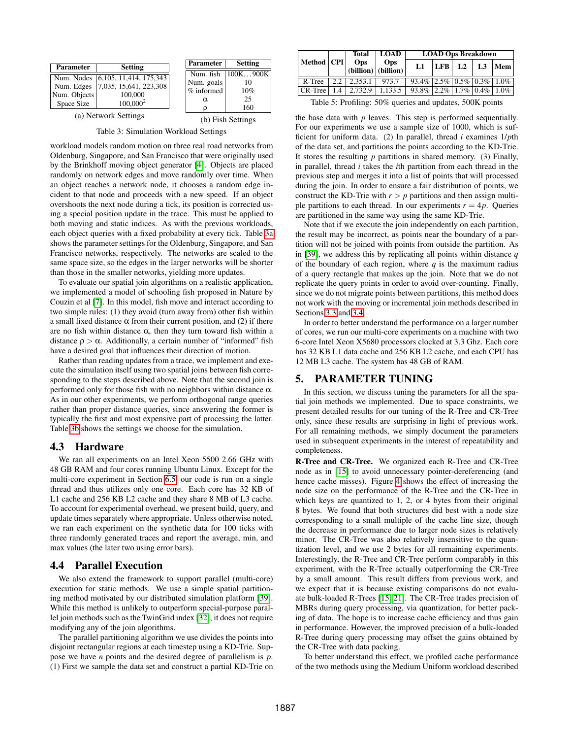| Parameter | Setting |
|---|---|
| Num. Nodes | 6,105, 11,414, 175,343 |
| Num. Edges | 7,035, 15,641, 223,308 |
| Num. Objects | 100,000 |
| Space Size | $100{,}000^2$ |

(a) Network Settings

| Parameter | Setting |
|---|---|
| Num. fish | 100K…900K |
| Num. goals | 10 |
| % informed | 10% |
| $\alpha$ | 25 |
| $\rho$ | 160 |

(b) Fish Settings

Table 3: Simulation Workload Settings

workload models random motion on three real road networks from Oldenburg, Singapore, and San Francisco that were originally used by the Brinkhoff moving object generator [4]. Objects are placed randomly on network edges and move randomly over time. When an object reaches a network node, it chooses a random edge incident to that node and proceeds with a new speed. If an object overshoots the next node during a tick, its position is corrected using a special position update in the trace. This must be applied to both moving and static indices. As with the previous workloads, each object queries with a fixed probability at every tick. Table 3a shows the parameter settings for the Oldenburg, Singapore, and San Francisco networks, respectively. The networks are scaled to the same space size, so the edges in the larger networks will be shorter than those in the smaller networks, yielding more updates.

To evaluate our spatial join algorithms on a realistic application, we implemented a model of schooling fish proposed in Nature by Couzin et al [7]. In this model, fish move and interact according to two simple rules: (1) they avoid (turn away from) other fish within a small fixed distance $\alpha$ from their current position, and (2) if there are no fish within distance $\alpha$, then they turn toward fish within a distance $\rho > \alpha$. Additionally, a certain number of "informed" fish have a desired goal that influences their direction of motion.

Rather than reading updates from a trace, we implement and execute the simulation itself using two spatial joins between fish corresponding to the steps described above. Note that the second join is performed only for those fish with no neighbors within distance $\alpha$. As in our other experiments, we perform orthogonal range queries rather than proper distance queries, since answering the former is typically the first and most expensive part of processing the latter. Table 3b shows the settings we choose for the simulation.

## 4.3 Hardware

We ran all experiments on an Intel Xeon 5500 2.66 GHz with 48 GB RAM and four cores running Ubuntu Linux. Except for the multi-core experiment in Section 6.5, our code is run on a single thread and thus utilizes only one core. Each core has 32 KB of L1 cache and 256 KB L2 cache and they share 8 MB of L3 cache. To account for experimental overhead, we present build, query, and update times separately where appropriate. Unless otherwise noted, we ran each experiment on the synthetic data for 100 ticks with three randomly generated traces and report the average, min, and max values (the later two using error bars).

## 4.4 Parallel Execution

We also extend the framework to support parallel (multi-core) execution for static methods. We use a simple spatial partitioning method motivated by our distributed simulation platform [39]. While this method is unlikely to outperform special-purpose parallel join methods such as the TwinGrid index [32], it does not require modifying any of the join algorithms.

The parallel partitioning algorithm we use divides the points into disjoint rectangular regions at each timestep using a KD-Trie. Suppose we have $n$ points and the desired degree of parallelism is $p$. (1) First we sample the data set and construct a partial KD-Trie on the base data with $p$ leaves. This step is performed sequentially. For our experiments we use a sample size of 1000, which is sufficient for uniform data. (2) In parallel, thread $i$ examines $1/p$th of the data set, and partitions the points according to the KD-Trie. It stores the resulting $p$ partitions in shared memory. (3) Finally, in parallel, thread $i$ takes the $i$th partition from each thread in the previous step and merges it into a list of points that will processed during the join. In order to ensure a fair distribution of points, we construct the KD-Trie with $r > p$ partitions and then assign multiple partitions to each thread. In our experiments $r = 4p$. Queries are partitioned in the same way using the same KD-Trie.

Note that if we execute the join independently on each partition, the result may be incorrect, as points near the boundary of a partition will not be joined with points from outside the partition. As in [39], we address this by replicating all points within distance $q$ of the boundary of each region, where $q$ is the maximum radius of a query rectangle that makes up the join. Note that we do not replicate the query points in order to avoid over-counting. Finally, since we do not migrate points between partitions, this method does not work with the moving or incremental join methods described in Sections 3.3 and 3.4.

In order to better understand the performance on a larger number of cores, we run our multi-core experiments on a machine with two 6-core Intel Xeon X5680 processors clocked at 3.3 Ghz. Each core has 32 KB L1 data cache and 256 KB L2 cache, and each CPU has 12 MB L3 cache. The system has 48 GB of RAM.

| Method | CPI | Total Ops (billion) | LOAD Ops (billion) | LOAD Ops Breakdown | | | | |
|---|---|---|---|---|---|---|---|---|
| | | | | L1 | LFB | L2 | L3 | Mem |
| R-Tree | 2.2 | 2,353.1 | 973.7 | 93.4% | 2.5% | 0.5% | 0.3% | 1.0% |
| CR-Tree | 1.4 | 2,732.9 | 1,133.5 | 93.8% | 2.2% | 1.7% | 0.4% | 1.0% |

Table 5: Profiling: 50% queries and updates, 500K points

# 5. PARAMETER TUNING

In this section, we discuss tuning the parameters for all the spatial join methods we implemented. Due to space constraints, we present detailed results for our tuning of the R-Tree and CR-Tree only, since these results are surprising in light of previous work. For all remaining methods, we simply document the parameters used in subsequent experiments in the interest of repeatability and completeness.

**R-Tree and CR-Tree.** We organized each R-Tree and CR-Tree node as in [15] to avoid unnecessary pointer-dereferencing (and hence cache misses). Figure 4 shows the effect of increasing the node size on the performance of the R-Tree and the CR-Tree in which keys are quantized to 1, 2, or 4 bytes from their original 8 bytes. We found that both structures did best with a node size corresponding to a small multiple of the cache line size, though the decrease in performance due to larger node sizes is relatively minor. The CR-Tree was also relatively insensitive to the quantization level, and we use 2 bytes for all remaining experiments. Interestingly, the R-Tree and CR-Tree perform comparably in this experiment, with the R-Tree actually outperforming the CR-Tree by a small amount. This result differs from previous work, and we expect that it is because existing comparisons do not evaluate bulk-loaded R-Trees [15, 21]. The CR-Tree trades precision of MBRs during query processing, via quantization, for better packing of data. The hope is to increase cache efficiency and thus gain in performance. However, the improved precision of a bulk-loaded R-Tree during query processing may offset the gains obtained by the CR-Tree with data packing.

To better understand this effect, we profiled cache performance of the two methods using the Medium Uniform workload described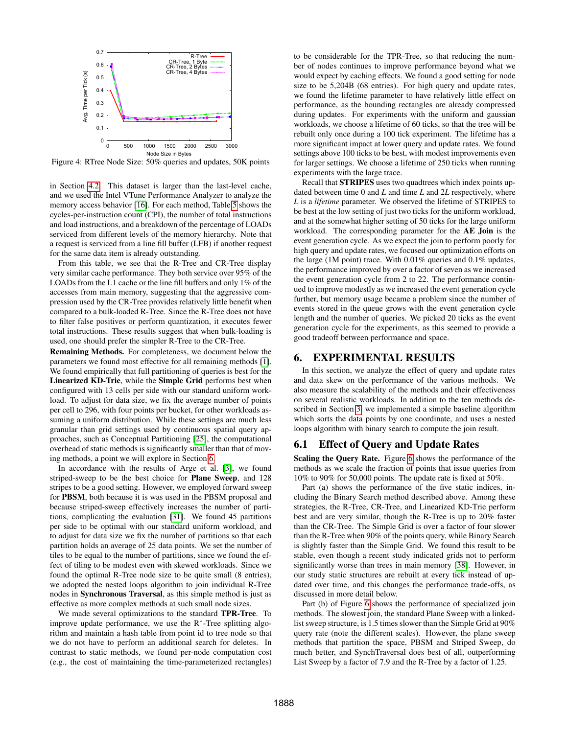Figure 4: RTree Node Size: 50% queries and updates, 50K points

in Section 4.2. This dataset is larger than the last-level cache, and we used the Intel VTune Performance Analyzer to analyze the memory access behavior [16]. For each method, Table 5 shows the cycles-per-instruction count (CPI), the number of total instructions and load instructions, and a breakdown of the percentage of LOADs serviced from different levels of the memory hierarchy. Note that a request is serviced from a line fill buffer (LFB) if another request for the same data item is already outstanding.

From this table, we see that the R-Tree and CR-Tree display very similar cache performance. They both service over 95% of the LOADs from the L1 cache or the line fill buffers and only 1% of the accesses from main memory, suggesting that the aggressive compression used by the CR-Tree provides relatively little benefit when compared to a bulk-loaded R-Tree. Since the R-Tree does not have to filter false positives or perform quantization, it executes fewer total instructions. These results suggest that when bulk-loading is used, one should prefer the simpler R-Tree to the CR-Tree.

**Remaining Methods.** For completeness, we document below the parameters we found most effective for all remaining methods [1]. We found empirically that full partitioning of queries is best for the **Linearized KD-Trie**, while the **Simple Grid** performs best when configured with 13 cells per side with our standard uniform workload. To adjust for data size, we fix the average number of points per cell to 296, with four points per bucket, for other workloads assuming a uniform distribution. While these settings are much less granular than grid settings used by continuous spatial query approaches, such as Conceptual Partitioning [25], the computational overhead of static methods is significantly smaller than that of moving methods, a point we will explore in Section 6.

In accordance with the results of Arge et al. [3], we found striped-sweep to be the best choice for **Plane Sweep**, and 128 stripes to be a good setting. However, we employed forward sweep for **PBSM**, both because it is was used in the PBSM proposal and because striped-sweep effectively increases the number of partitions, complicating the evaluation [31]. We found 45 partitions per side to be optimal with our standard uniform workload, and to adjust for data size we fix the number of partitions so that each partition holds an average of 25 data points. We set the number of tiles to be equal to the number of partitions, since we found the effect of tiling to be modest even with skewed workloads. Since we found the optimal R-Tree node size to be quite small (8 entries), we adopted the nested loops algorithm to join individual R-Tree nodes in **Synchronous Traversal**, as this simple method is just as effective as more complex methods at such small node sizes.

We made several optimizations to the standard **TPR-Tree**. To improve update performance, we use the R$^*$-Tree splitting algorithm and maintain a hash table from point id to tree node so that we do not have to perform an additional search for deletes. In contrast to static methods, we found per-node computation cost (e.g., the cost of maintaining the time-parameterized rectangles) to be considerable for the TPR-Tree, so that reducing the number of nodes continues to improve performance beyond what we would expect by caching effects. We found a good setting for node size to be 5,204B (68 entries). For high query and update rates, we found the lifetime parameter to have relatively little effect on performance, as the bounding rectangles are already compressed during updates. For experiments with the uniform and gaussian workloads, we choose a lifetime of 60 ticks, so that the tree will be rebuilt only once during a 100 tick experiment. The lifetime has a more significant impact at lower query and update rates. We found settings above 100 ticks to be best, with modest improvements even for larger settings. We choose a lifetime of 250 ticks when running experiments with the large trace.

Recall that **STRIPES** uses two quadtrees which index points updated between time 0 and $L$ and time $L$ and $2L$ respectively, where $L$ is a *lifetime* parameter. We observed the lifetime of STRIPES to be best at the low setting of just two ticks for the uniform workload, and at the somewhat higher setting of 50 ticks for the large uniform workload. The corresponding parameter for the **AE Join** is the event generation cycle. As we expect the join to perform poorly for high query and update rates, we focused our optimization efforts on the large (1M point) trace. With 0.01% queries and 0.1% updates, the performance improved by over a factor of seven as we increased the event generation cycle from 2 to 22. The performance continued to improve modestly as we increased the event generation cycle further, but memory usage became a problem since the number of events stored in the queue grows with the event generation cycle length and the number of queries. We picked 20 ticks as the event generation cycle for the experiments, as this seemed to provide a good tradeoff between performance and space.

## 6. EXPERIMENTAL RESULTS

In this section, we analyze the effect of query and update rates and data skew on the performance of the various methods. We also measure the scalability of the methods and their effectiveness on several realistic workloads. In addition to the ten methods described in Section 3, we implemented a simple baseline algorithm which sorts the data points by one coordinate, and uses a nested loops algorithm with binary search to compute the join result.

### 6.1 Effect of Query and Update Rates

**Scaling the Query Rate.** Figure 6 shows the performance of the methods as we scale the fraction of points that issue queries from 10% to 90% for 50,000 points. The update rate is fixed at 50%.

Part (a) shows the performance of the five static indices, including the Binary Search method described above. Among these strategies, the R-Tree, CR-Tree, and Linearized KD-Trie perform best and are very similar, though the R-Tree is up to 20% faster than the CR-Tree. The Simple Grid is over a factor of four slower than the R-Tree when 90% of the points query, while Binary Search is slightly faster than the Simple Grid. We found this result to be stable, even though a recent study indicated grids not to perform significantly worse than trees in main memory [38]. However, in our study static structures are rebuilt at every tick instead of updated over time, and this changes the performance trade-offs, as discussed in more detail below.

Part (b) of Figure 6 shows the performance of specialized join methods. The slowest join, the standard Plane Sweep with a linked-list sweep structure, is 1.5 times slower than the Simple Grid at 90% query rate (note the different scales). However, the plane sweep methods that partition the space, PBSM and Striped Sweep, do much better, and SynchTraversal does best of all, outperforming List Sweep by a factor of 7.9 and the R-Tree by a factor of 1.25.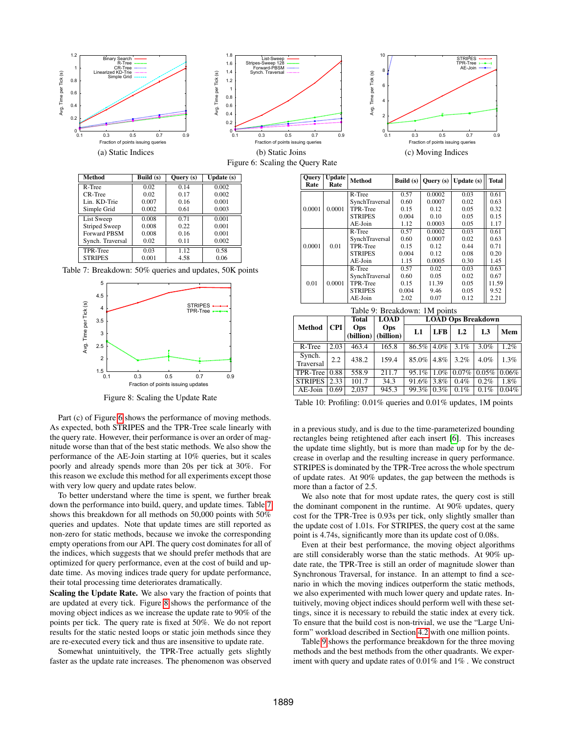(a) Static Indices

(b) Static Joins

(c) Moving Indices

Figure 6: Scaling the Query Rate

| Method | Build (s) | Query (s) | Update (s) |
|---|---|---|---|
| R-Tree | 0.02 | 0.14 | 0.002 |
| CR-Tree | 0.02 | 0.17 | 0.002 |
| Lin. KD-Trie | 0.007 | 0.16 | 0.001 |
| Simple Grid | 0.002 | 0.61 | 0.003 |
| List Sweep | 0.008 | 0.71 | 0.001 |
| Striped Sweep | 0.008 | 0.22 | 0.001 |
| Forward PBSM | 0.008 | 0.16 | 0.001 |
| Synch. Traversal | 0.02 | 0.11 | 0.002 |
| TPR-Tree | 0.03 | 1.12 | 0.58 |
| STRIPES | 0.001 | 4.58 | 0.06 |

Table 7: Breakdown: 50% queries and updates, 50K points

Figure 8: Scaling the Update Rate

| Query Rate | Update Rate | Method | Build (s) | Query (s) | Update (s) | Total |
|---|---|---|---|---|---|---|
| 0.0001 | 0.0001 | R-Tree | 0.57 | 0.0002 | 0.03 | 0.61 |
| | | SynchTraversal | 0.60 | 0.0007 | 0.02 | 0.63 |
| | | TPR-Tree | 0.15 | 0.12 | 0.05 | 0.32 |
| | | STRIPES | 0.004 | 0.10 | 0.05 | 0.15 |
| | | AE-Join | 1.12 | 0.0003 | 0.05 | 1.17 |
| 0.0001 | 0.01 | R-Tree | 0.57 | 0.0002 | 0.03 | 0.61 |
| | | SynchTraversal | 0.60 | 0.0007 | 0.02 | 0.63 |
| | | TPR-Tree | 0.15 | 0.12 | 0.44 | 0.71 |
| | | STRIPES | 0.004 | 0.12 | 0.08 | 0.20 |
| | | AE-Join | 1.15 | 0.0005 | 0.30 | 1.45 |
| 0.01 | 0.0001 | R-Tree | 0.57 | 0.02 | 0.03 | 0.63 |
| | | SynchTraversal | 0.60 | 0.05 | 0.02 | 0.67 |
| | | TPR-Tree | 0.15 | 11.39 | 0.05 | 11.59 |
| | | STRIPES | 0.004 | 9.46 | 0.05 | 9.52 |
| | | AE-Join | 2.02 | 0.07 | 0.12 | 2.21 |

Table 9: Breakdown: 1M points

| Method | CPI | Total Ops (billion) | LOAD Ops (billion) | LOAD Ops Breakdown | | | | |
|---|---|---|---|---|---|---|---|---|
| | | | | L1 | LFB | L2 | L3 | Mem |
| R-Tree | 2.03 | 463.4 | 165.8 | 86.5% | 4.0% | 3.1% | 3.0% | 1.2% |
| Synch. Traversal | 2.2 | 438.2 | 159.4 | 85.0% | 4.8% | 3.2% | 4.0% | 1.3% |
| TPR-Tree | 0.88 | 558.9 | 211.7 | 95.1% | 1.0% | 0.07% | 0.05% | 0.06% |
| STRIPES | 2.33 | 101.7 | 34.3 | 91.6% | 3.8% | 0.4% | 0.2% | 1.8% |
| AE-Join | 0.69 | 2,037 | 945.3 | 99.3% | 0.3% | 0.1% | 0.1% | 0.04% |

Table 10: Profiling: 0.01% queries and 0.01% updates, 1M points

Part (c) of Figure 6 shows the performance of moving methods. As expected, both STRIPES and the TPR-Tree scale linearly with the query rate. However, their performance is over an order of magnitude worse than that of the best static methods. We also show the performance of the AE-Join starting at 10% queries, but it scales poorly and already spends more than 20s per tick at 30%. For this reason we exclude this method for all experiments except those with very low query and update rates below.

To better understand where the time is spent, we further break down the performance into build, query, and update times. Table 7 shows this breakdown for all methods on 50,000 points with 50% queries and updates. Note that update times are still reported as non-zero for static methods, because we invoke the corresponding empty operations from our API. The query cost dominates for all of the indices, which suggests that we should prefer methods that are optimized for query performance, even at the cost of build and update time. As moving indices trade query for update performance, their total processing time deteriorates dramatically.

**Scaling the Update Rate.** We also vary the fraction of points that are updated at every tick. Figure 8 shows the performance of the moving object indices as we increase the update rate to 90% of the points per tick. The query rate is fixed at 50%. We do not report results for the static nested loops or static join methods since they are re-executed every tick and thus are insensitive to update rate.

Somewhat unintuitively, the TPR-Tree actually gets slightly faster as the update rate increases. The phenomenon was observed in a previous study, and is due to the time-parameterized bounding rectangles being retightened after each insert [6]. This increases the update time slightly, but is more than made up for by the decrease in overlap and the resulting increase in query performance. STRIPES is dominated by the TPR-Tree across the whole spectrum of update rates. At 90% updates, the gap between the methods is more than a factor of 2.5.

We also note that for most update rates, the query cost is still the dominant component in the runtime. At 90% updates, query cost for the TPR-Tree is 0.93s per tick, only slightly smaller than the update cost of 1.01s. For STRIPES, the query cost at the same point is 4.74s, significantly more than its update cost of 0.08s.

Even at their best performance, the moving object algorithms are still considerably worse than the static methods. At 90% update rate, the TPR-Tree is still an order of magnitude slower than Synchronous Traversal, for instance. In an attempt to find a scenario in which the moving indices outperform the static methods, we also experimented with much lower query and update rates. Intuitively, moving object indices should perform well with these settings, since it is necessary to rebuild the static index at every tick. To ensure that the build cost is non-trivial, we use the "Large Uniform" workload described in Section 4.2 with one million points.

Table 9 shows the performance breakdown for the three moving methods and the best methods from the other quadrants. We experiment with query and update rates of 0.01% and 1% . We construct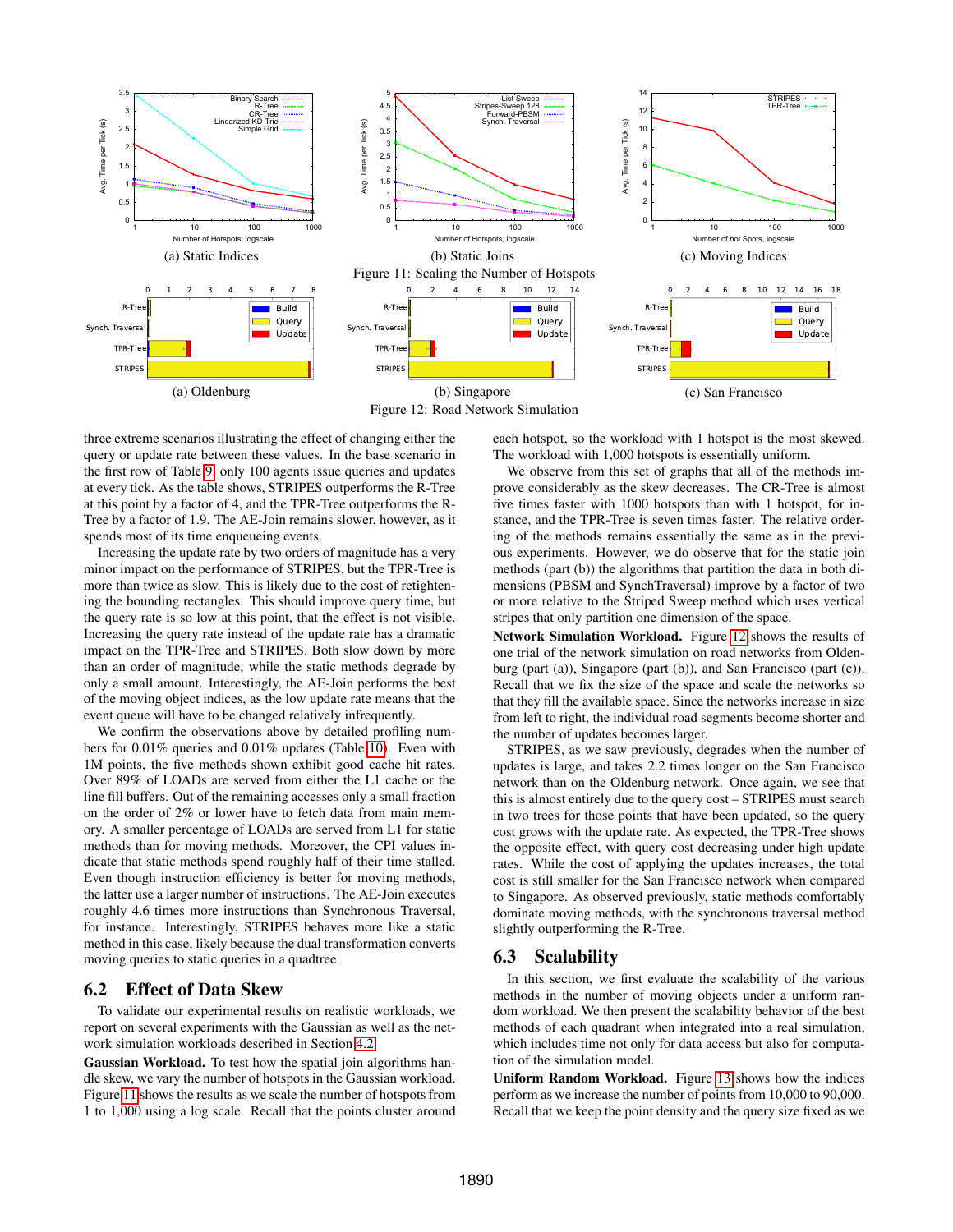(a) Static Indices

(b) Static Joins

(c) Moving Indices

Figure 11: Scaling the Number of Hotspots

(a) Oldenburg

(b) Singapore

(c) San Francisco

Figure 12: Road Network Simulation

three extreme scenarios illustrating the effect of changing either the query or update rate between these values. In the base scenario in the first row of Table 9, only 100 agents issue queries and updates at every tick. As the table shows, STRIPES outperforms the R-Tree at this point by a factor of 4, and the TPR-Tree outperforms the R-Tree by a factor of 1.9. The AE-Join remains slower, however, as it spends most of its time enqueueing events.

Increasing the update rate by two orders of magnitude has a very minor impact on the performance of STRIPES, but the TPR-Tree is more than twice as slow. This is likely due to the cost of retightening the bounding rectangles. This should improve query time, but the query rate is so low at this point, that the effect is not visible. Increasing the query rate instead of the update rate has a dramatic impact on the TPR-Tree and STRIPES. Both slow down by more than an order of magnitude, while the static methods degrade by only a small amount. Interestingly, the AE-Join performs the best of the moving object indices, as the low update rate means that the event queue will have to be changed relatively infrequently.

We confirm the observations above by detailed profiling numbers for 0.01% queries and 0.01% updates (Table 10). Even with 1M points, the five methods shown exhibit good cache hit rates. Over 89% of LOADs are served from either the L1 cache or the line fill buffers. Out of the remaining accesses only a small fraction on the order of 2% or lower have to fetch data from main memory. A smaller percentage of LOADs are served from L1 for static methods than for moving methods. Moreover, the CPI values indicate that static methods spend roughly half of their time stalled. Even though instruction efficiency is better for moving methods, the latter use a larger number of instructions. The AE-Join executes roughly 4.6 times more instructions than Synchronous Traversal, for instance. Interestingly, STRIPES behaves more like a static method in this case, likely because the dual transformation converts moving queries to static queries in a quadtree.

## 6.2 Effect of Data Skew

To validate our experimental results on realistic workloads, we report on several experiments with the Gaussian as well as the network simulation workloads described in Section 4.2.

**Gaussian Workload.** To test how the spatial join algorithms handle skew, we vary the number of hotspots in the Gaussian workload. Figure 11 shows the results as we scale the number of hotspots from 1 to 1,000 using a log scale. Recall that the points cluster around each hotspot, so the workload with 1 hotspot is the most skewed. The workload with 1,000 hotspots is essentially uniform.

We observe from this set of graphs that all of the methods improve considerably as the skew decreases. The CR-Tree is almost five times faster with 1000 hotspots than with 1 hotspot, for instance, and the TPR-Tree is seven times faster. The relative ordering of the methods remains essentially the same as in the previous experiments. However, we do observe that for the static join methods (part (b)) the algorithms that partition the data in both dimensions (PBSM and SynchTraversal) improve by a factor of two or more relative to the Striped Sweep method which uses vertical stripes that only partition one dimension of the space.

**Network Simulation Workload.** Figure 12 shows the results of one trial of the network simulation on road networks from Oldenburg (part (a)), Singapore (part (b)), and San Francisco (part (c)). Recall that we fix the size of the space and scale the networks so that they fill the available space. Since the networks increase in size from left to right, the individual road segments become shorter and the number of updates becomes larger.

STRIPES, as we saw previously, degrades when the number of updates is large, and takes 2.2 times longer on the San Francisco network than on the Oldenburg network. Once again, we see that this is almost entirely due to the query cost – STRIPES must search in two trees for those points that have been updated, so the query cost grows with the update rate. As expected, the TPR-Tree shows the opposite effect, with query cost decreasing under high update rates. While the cost of applying the updates increases, the total cost is still smaller for the San Francisco network when compared to Singapore. As observed previously, static methods comfortably dominate moving methods, with the synchronous traversal method slightly outperforming the R-Tree.

## 6.3 Scalability

In this section, we first evaluate the scalability of the various methods in the number of moving objects under a uniform random workload. We then present the scalability behavior of the best methods of each quadrant when integrated into a real simulation, which includes time not only for data access but also for computation of the simulation model.

**Uniform Random Workload.** Figure 13 shows how the indices perform as we increase the number of points from 10,000 to 90,000. Recall that we keep the point density and the query size fixed as we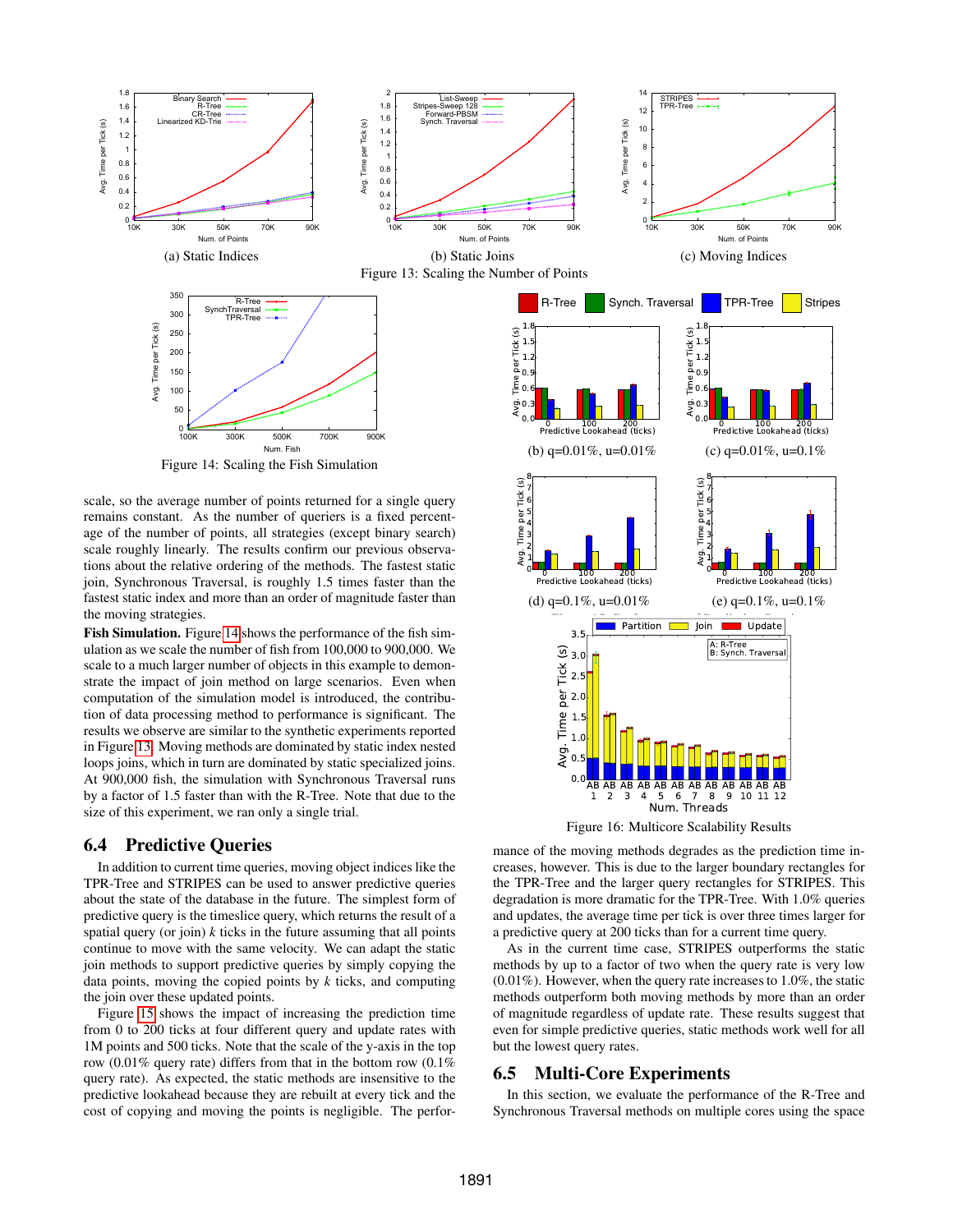(a) Static Indices

(b) Static Joins

(c) Moving Indices

Figure 13: Scaling the Number of Points

Figure 14: Scaling the Fish Simulation

(b) q=0.01%, u=0.01%

(c) q=0.01%, u=0.1%

(d) q=0.1%, u=0.01%

(e) q=0.1%, u=0.1%

Figure 16: Multicore Scalability Results

scale, so the average number of points returned for a single query remains constant. As the number of queriers is a fixed percentage of the number of points, all strategies (except binary search) scale roughly linearly. The results confirm our previous observations about the relative ordering of the methods. The fastest static join, Synchronous Traversal, is roughly 1.5 times faster than the fastest static index and more than an order of magnitude faster than the moving strategies.

**Fish Simulation.** Figure 14 shows the performance of the fish simulation as we scale the number of fish from 100,000 to 900,000. We scale to a much larger number of objects in this example to demonstrate the impact of join method on large scenarios. Even when computation of the simulation model is introduced, the contribution of data processing method to performance is significant. The results we observe are similar to the synthetic experiments reported in Figure 13. Moving methods are dominated by static index nested loops joins, which in turn are dominated by static specialized joins. At 900,000 fish, the simulation with Synchronous Traversal runs by a factor of 1.5 faster than with the R-Tree. Note that due to the size of this experiment, we ran only a single trial.

## 6.4 Predictive Queries

In addition to current time queries, moving object indices like the TPR-Tree and STRIPES can be used to answer predictive queries about the state of the database in the future. The simplest form of predictive query is the timeslice query, which returns the result of a spatial query (or join) $k$ ticks in the future assuming that all points continue to move with the same velocity. We can adapt the static join methods to support predictive queries by simply copying the data points, moving the copied points by $k$ ticks, and computing the join over these updated points.

Figure 15 shows the impact of increasing the prediction time from 0 to 200 ticks at four different query and update rates with 1M points and 500 ticks. Note that the scale of the y-axis in the top row (0.01% query rate) differs from that in the bottom row (0.1% query rate). As expected, the static methods are insensitive to the predictive lookahead because they are rebuilt at every tick and the cost of copying and moving the points is negligible. The performance of the moving methods degrades as the prediction time increases, however. This is due to the larger boundary rectangles for the TPR-Tree and the larger query rectangles for STRIPES. This degradation is more dramatic for the TPR-Tree. With 1.0% queries and updates, the average time per tick is over three times larger for a predictive query at 200 ticks than for a current time query.

As in the current time case, STRIPES outperforms the static methods by up to a factor of two when the query rate is very low (0.01%). However, when the query rate increases to 1.0%, the static methods outperform both moving methods by more than an order of magnitude regardless of update rate. These results suggest that even for simple predictive queries, static methods work well for all but the lowest query rates.

## 6.5 Multi-Core Experiments

In this section, we evaluate the performance of the R-Tree and Synchronous Traversal methods on multiple cores using the space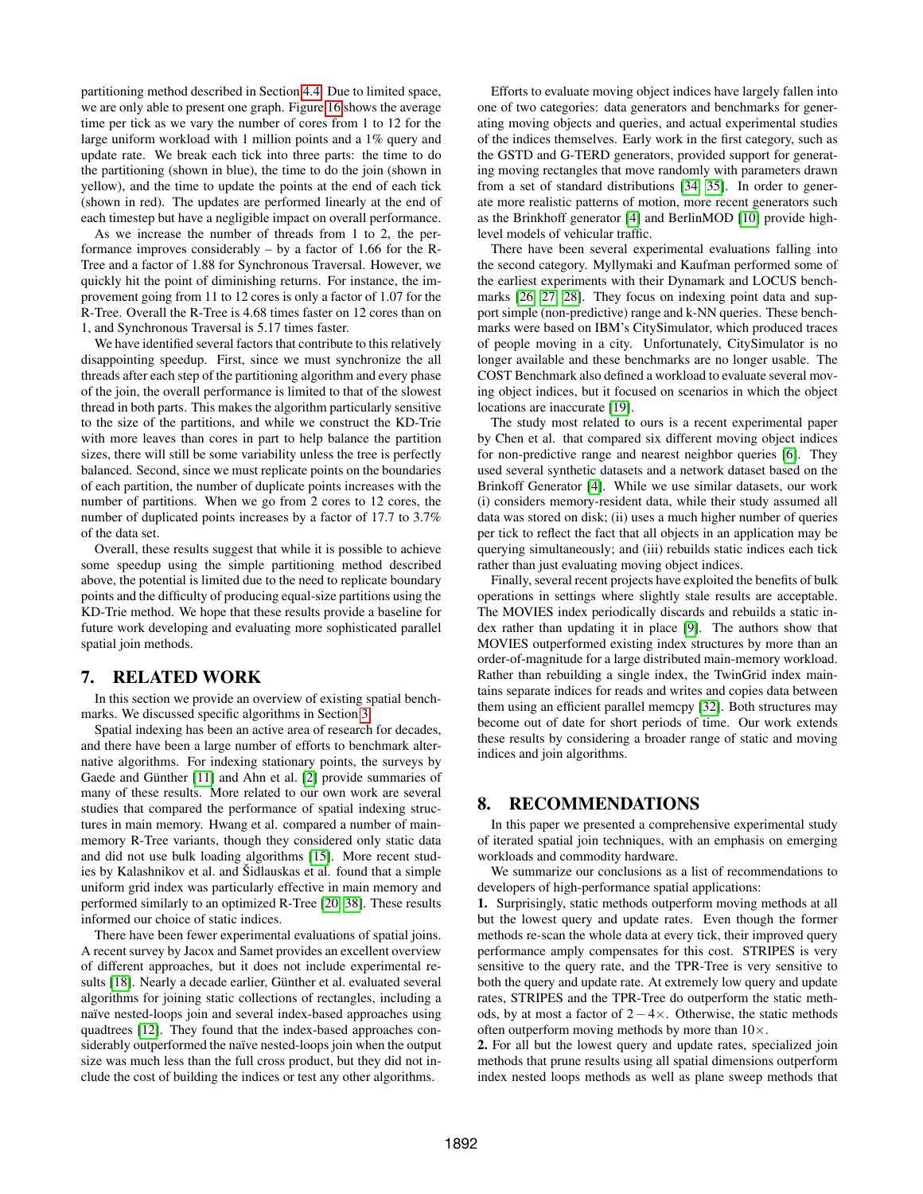partitioning method described in Section 4.4. Due to limited space, we are only able to present one graph. Figure 16 shows the average time per tick as we vary the number of cores from 1 to 12 for the large uniform workload with 1 million points and a 1% query and update rate. We break each tick into three parts: the time to do the partitioning (shown in blue), the time to do the join (shown in yellow), and the time to update the points at the end of each tick (shown in red). The updates are performed linearly at the end of each timestep but have a negligible impact on overall performance.

As we increase the number of threads from 1 to 2, the performance improves considerably – by a factor of 1.66 for the R-Tree and a factor of 1.88 for Synchronous Traversal. However, we quickly hit the point of diminishing returns. For instance, the improvement going from 11 to 12 cores is only a factor of 1.07 for the R-Tree. Overall the R-Tree is 4.68 times faster on 12 cores than on 1, and Synchronous Traversal is 5.17 times faster.

We have identified several factors that contribute to this relatively disappointing speedup. First, since we must synchronize the all threads after each step of the partitioning algorithm and every phase of the join, the overall performance is limited to that of the slowest thread in both parts. This makes the algorithm particularly sensitive to the size of the partitions, and while we construct the KD-Trie with more leaves than cores in part to help balance the partition sizes, there will still be some variability unless the tree is perfectly balanced. Second, since we must replicate points on the boundaries of each partition, the number of duplicate points increases with the number of partitions. When we go from 2 cores to 12 cores, the number of duplicated points increases by a factor of 17.7 to 3.7% of the data set.

Overall, these results suggest that while it is possible to achieve some speedup using the simple partitioning method described above, the potential is limited due to the need to replicate boundary points and the difficulty of producing equal-size partitions using the KD-Trie method. We hope that these results provide a baseline for future work developing and evaluating more sophisticated parallel spatial join methods.

## 7. RELATED WORK

In this section we provide an overview of existing spatial benchmarks. We discussed specific algorithms in Section 3.

Spatial indexing has been an active area of research for decades, and there have been a large number of efforts to benchmark alternative algorithms. For indexing stationary points, the surveys by Gaede and Günther [11] and Ahn et al. [2] provide summaries of many of these results. More related to our own work are several studies that compared the performance of spatial indexing structures in main memory. Hwang et al. compared a number of main-memory R-Tree variants, though they considered only static data and did not use bulk loading algorithms [15]. More recent studies by Kalashnikov et al. and Šidlauskas et al. found that a simple uniform grid index was particularly effective in main memory and performed similarly to an optimized R-Tree [20, 38]. These results informed our choice of static indices.

There have been fewer experimental evaluations of spatial joins. A recent survey by Jacox and Samet provides an excellent overview of different approaches, but it does not include experimental results [18]. Nearly a decade earlier, Günther et al. evaluated several algorithms for joining static collections of rectangles, including a naïve nested-loops join and several index-based approaches using quadtrees [12]. They found that the index-based approaches considerably outperformed the naïve nested-loops join when the output size was much less than the full cross product, but they did not include the cost of building the indices or test any other algorithms.

Efforts to evaluate moving object indices have largely fallen into one of two categories: data generators and benchmarks for generating moving objects and queries, and actual experimental studies of the indices themselves. Early work in the first category, such as the GSTD and G-TERD generators, provided support for generating moving rectangles that move randomly with parameters drawn from a set of standard distributions [34, 35]. In order to generate more realistic patterns of motion, more recent generators such as the Brinkhoff generator [4] and BerlinMOD [10] provide high-level models of vehicular traffic.

There have been several experimental evaluations falling into the second category. Myllymaki and Kaufman performed some of the earliest experiments with their Dynamark and LOCUS benchmarks [26, 27, 28]. They focus on indexing point data and support simple (non-predictive) range and k-NN queries. These benchmarks were based on IBM's CitySimulator, which produced traces of people moving in a city. Unfortunately, CitySimulator is no longer available and these benchmarks are no longer usable. The COST Benchmark also defined a workload to evaluate several moving object indices, but it focused on scenarios in which the object locations are inaccurate [19].

The study most related to ours is a recent experimental paper by Chen et al. that compared six different moving object indices for non-predictive range and nearest neighbor queries [6]. They used several synthetic datasets and a network dataset based on the Brinkoff Generator [4]. While we use similar datasets, our work (i) considers memory-resident data, while their study assumed all data was stored on disk; (ii) uses a much higher number of queries per tick to reflect the fact that all objects in an application may be querying simultaneously; and (iii) rebuilds static indices each tick rather than just evaluating moving object indices.

Finally, several recent projects have exploited the benefits of bulk operations in settings where slightly stale results are acceptable. The MOVIES index periodically discards and rebuilds a static index rather than updating it in place [9]. The authors show that MOVIES outperformed existing index structures by more than an order-of-magnitude for a large distributed main-memory workload. Rather than rebuilding a single index, the TwinGrid index maintains separate indices for reads and writes and copies data between them using an efficient parallel memcpy [32]. Both structures may become out of date for short periods of time. Our work extends these results by considering a broader range of static and moving indices and join algorithms.

## 8. RECOMMENDATIONS

In this paper we presented a comprehensive experimental study of iterated spatial join techniques, with an emphasis on emerging workloads and commodity hardware.

We summarize our conclusions as a list of recommendations to developers of high-performance spatial applications:

**1.** Surprisingly, static methods outperform moving methods at all but the lowest query and update rates. Even though the former methods re-scan the whole data at every tick, their improved query performance amply compensates for this cost. STRIPES is very sensitive to the query rate, and the TPR-Tree is very sensitive to both the query and update rate. At extremely low query and update rates, STRIPES and the TPR-Tree do outperform the static methods, by at most a factor of $2-4\times$. Otherwise, the static methods often outperform moving methods by more than $10\times$.

**2.** For all but the lowest query and update rates, specialized join methods that prune results using all spatial dimensions outperform index nested loops methods as well as plane sweep methods that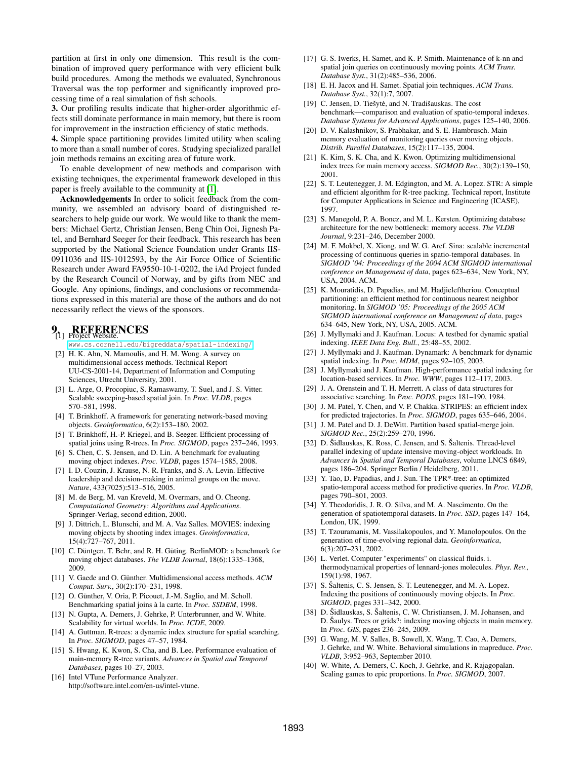partition at first in only one dimension. This result is the combination of improved query performance with very efficient bulk build procedures. Among the methods we evaluated, Synchronous Traversal was the top performer and significantly improved processing time of a real simulation of fish schools.

**3.** Our profiling results indicate that higher-order algorithmic effects still dominate performance in main memory, but there is room for improvement in the instruction efficiency of static methods.

**4.** Simple space partitioning provides limited utility when scaling to more than a small number of cores. Studying specialized parallel join methods remains an exciting area of future work.

To enable development of new methods and comparison with existing techniques, the experimental framework developed in this paper is freely available to the community at [1].

**Acknowledgements** In order to solicit feedback from the community, we assembled an advisory board of distinguished researchers to help guide our work. We would like to thank the members: Michael Gertz, Christian Jensen, Beng Chin Ooi, Jignesh Patel, and Bernhard Seeger for their feedback. This research has been supported by the National Science Foundation under Grants IIS-0911036 and IIS-1012593, by the Air Force Office of Scientific Research under Award FA9550-10-1-0202, the iAd Project funded by the Research Council of Norway, and by gifts from NEC and Google. Any opinions, findings, and conclusions or recommendations expressed in this material are those of the authors and do not necessarily reflect the views of the sponsors.

# 9. REFERENCES

[1] Project Website. www.cs.cornell.edu/bigreddata/spatial-indexing/

[2] H. K. Ahn, N. Mamoulis, and H. M. Wong. A survey on multidimensional access methods. Technical Report UU-CS-2001-14, Department of Information and Computing Sciences, Utrecht University, 2001.

[3] L. Arge, O. Procopiuc, S. Ramaswamy, T. Suel, and J. S. Vitter. Scalable sweeping-based spatial join. In *Proc. VLDB*, pages 570–581, 1998.

[4] T. Brinkhoff. A framework for generating network-based moving objects. *Geoinformatica*, 6(2):153–180, 2002.

[5] T. Brinkhoff, H.-P. Kriegel, and B. Seeger. Efficient processing of spatial joins using R-trees. In *Proc. SIGMOD*, pages 237–246, 1993.

[6] S. Chen, C. S. Jensen, and D. Lin. A benchmark for evaluating moving object indexes. *Proc. VLDB*, pages 1574–1585, 2008.

[7] I. D. Couzin, J. Krause, N. R. Franks, and S. A. Levin. Effective leadership and decision-making in animal groups on the move. *Nature*, 433(7025):513–516, 2005.

[8] M. de Berg, M. van Kreveld, M. Overmars, and O. Cheong. *Computational Geometry: Algorithms and Applications*. Springer-Verlag, second edition, 2000.

[9] J. Dittrich, L. Blunschi, and M. A. Vaz Salles. MOVIES: indexing moving objects by shooting index images. *Geoinformatica*, 15(4):727–767, 2011.

[10] C. Düntgen, T. Behr, and R. H. Güting. BerlinMOD: a benchmark for moving object databases. *The VLDB Journal*, 18(6):1335–1368, 2009.

[11] V. Gaede and O. Günther. Multidimensional access methods. *ACM Comput. Surv.*, 30(2):170–231, 1998.

[12] O. Günther, V. Oria, P. Picouet, J.-M. Saglio, and M. Scholl. Benchmarking spatial joins à la carte. In *Proc. SSDBM*, 1998.

[13] N. Gupta, A. Demers, J. Gehrke, P. Unterbrunner, and W. White. Scalability for virtual worlds. In *Proc. ICDE*, 2009.

[14] A. Guttman. R-trees: a dynamic index structure for spatial searching. In *Proc. SIGMOD*, pages 47–57, 1984.

[15] S. Hwang, K. Kwon, S. Cha, and B. Lee. Performance evaluation of main-memory R-tree variants. *Advances in Spatial and Temporal Databases*, pages 10–27, 2003.

[16] Intel VTune Performance Analyzer. http://software.intel.com/en-us/intel-vtune.

[17] G. S. Iwerks, H. Samet, and K. P. Smith. Maintenance of k-nn and spatial join queries on continuously moving points. *ACM Trans. Database Syst.*, 31(2):485–536, 2006.

[18] E. H. Jacox and H. Samet. Spatial join techniques. *ACM Trans. Database Syst.*, 32(1):7, 2007.

[19] C. Jensen, D. Tiešytė, and N. Tradišauskas. The cost benchmark—comparison and evaluation of spatio-temporal indexes. *Database Systems for Advanced Applications*, pages 125–140, 2006.

[20] D. V. Kalashnikov, S. Prabhakar, and S. E. Hambrusch. Main memory evaluation of monitoring queries over moving objects. *Distrib. Parallel Databases*, 15(2):117–135, 2004.

[21] K. Kim, S. K. Cha, and K. Kwon. Optimizing multidimensional index trees for main memory access. *SIGMOD Rec.*, 30(2):139–150, 2001.

[22] S. T. Leutenegger, J. M. Edgington, and M. A. Lopez. STR: A simple and efficient algorithm for R-tree packing. Technical report, Institute for Computer Applications in Science and Engineering (ICASE), 1997.

[23] S. Manegold, P. A. Boncz, and M. L. Kersten. Optimizing database architecture for the new bottleneck: memory access. *The VLDB Journal*, 9:231–246, December 2000.

[24] M. F. Mokbel, X. Xiong, and W. G. Aref. Sina: scalable incremental processing of continuous queries in spatio-temporal databases. In *SIGMOD '04: Proceedings of the 2004 ACM SIGMOD international conference on Management of data*, pages 623–634, New York, NY, USA, 2004. ACM.

[25] K. Mouratidis, D. Papadias, and M. Hadjieleftheriou. Conceptual partitioning: an efficient method for continuous nearest neighbor monitoring. In *SIGMOD '05: Proceedings of the 2005 ACM SIGMOD international conference on Management of data*, pages 634–645, New York, NY, USA, 2005. ACM.

[26] J. Myllymaki and J. Kaufman. Locus: A testbed for dynamic spatial indexing. *IEEE Data Eng. Bull.*, 25:48–55, 2002.

[27] J. Myllymaki and J. Kaufman. Dynamark: A benchmark for dynamic spatial indexing. In *Proc. MDM*, pages 92–105, 2003.

[28] J. Myllymaki and J. Kaufman. High-performance spatial indexing for location-based services. In *Proc. WWW*, pages 112–117, 2003.

[29] J. A. Orenstein and T. H. Merrett. A class of data structures for associative searching. In *Proc. PODS*, pages 181–190, 1984.

[30] J. M. Patel, Y. Chen, and V. P. Chakka. STRIPES: an efficient index for predicted trajectories. In *Proc. SIGMOD*, pages 635–646, 2004.

[31] J. M. Patel and D. J. DeWitt. Partition based spatial-merge join. *SIGMOD Rec.*, 25(2):259–270, 1996.

[32] D. Šidlauskas, K. Ross, C. Jensen, and S. Šaltenis. Thread-level parallel indexing of update intensive moving-object workloads. In *Advances in Spatial and Temporal Databases*, volume LNCS 6849, pages 186–204. Springer Berlin / Heidelberg, 2011.

[33] Y. Tao, D. Papadias, and J. Sun. The TPR*-tree: an optimized spatio-temporal access method for predictive queries. In *Proc. VLDB*, pages 790–801, 2003.

[34] Y. Theodoridis, J. R. O. Silva, and M. A. Nascimento. On the generation of spatiotemporal datasets. In *Proc. SSD*, pages 147–164, London, UK, 1999.

[35] T. Tzouramanis, M. Vassilakopoulos, and Y. Manolopoulos. On the generation of time-evolving regional data. *Geoinformatica*, 6(3):207–231, 2002.

[36] L. Verlet. Computer "experiments" on classical fluids. i. thermodynamical properties of lennard-jones molecules. *Phys. Rev.*, 159(1):98, 1967.

[37] S. Šaltenis, C. S. Jensen, S. T. Leutenegger, and M. A. Lopez. Indexing the positions of continuously moving objects. In *Proc. SIGMOD*, pages 331–342, 2000.

[38] D. Šidlauskas, S. Šaltenis, C. W. Christiansen, J. M. Johansen, and D. Šaulys. Trees or grids?: indexing moving objects in main memory. In *Proc. GIS*, pages 236–245, 2009.

[39] G. Wang, M. V. Salles, B. Sowell, X. Wang, T. Cao, A. Demers, J. Gehrke, and W. White. Behavioral simulations in mapreduce. *Proc. VLDB*, 3:952–963, September 2010.

[40] W. White, A. Demers, C. Koch, J. Gehrke, and R. Rajagopalan. Scaling games to epic proportions. In *Proc. SIGMOD*, 2007.